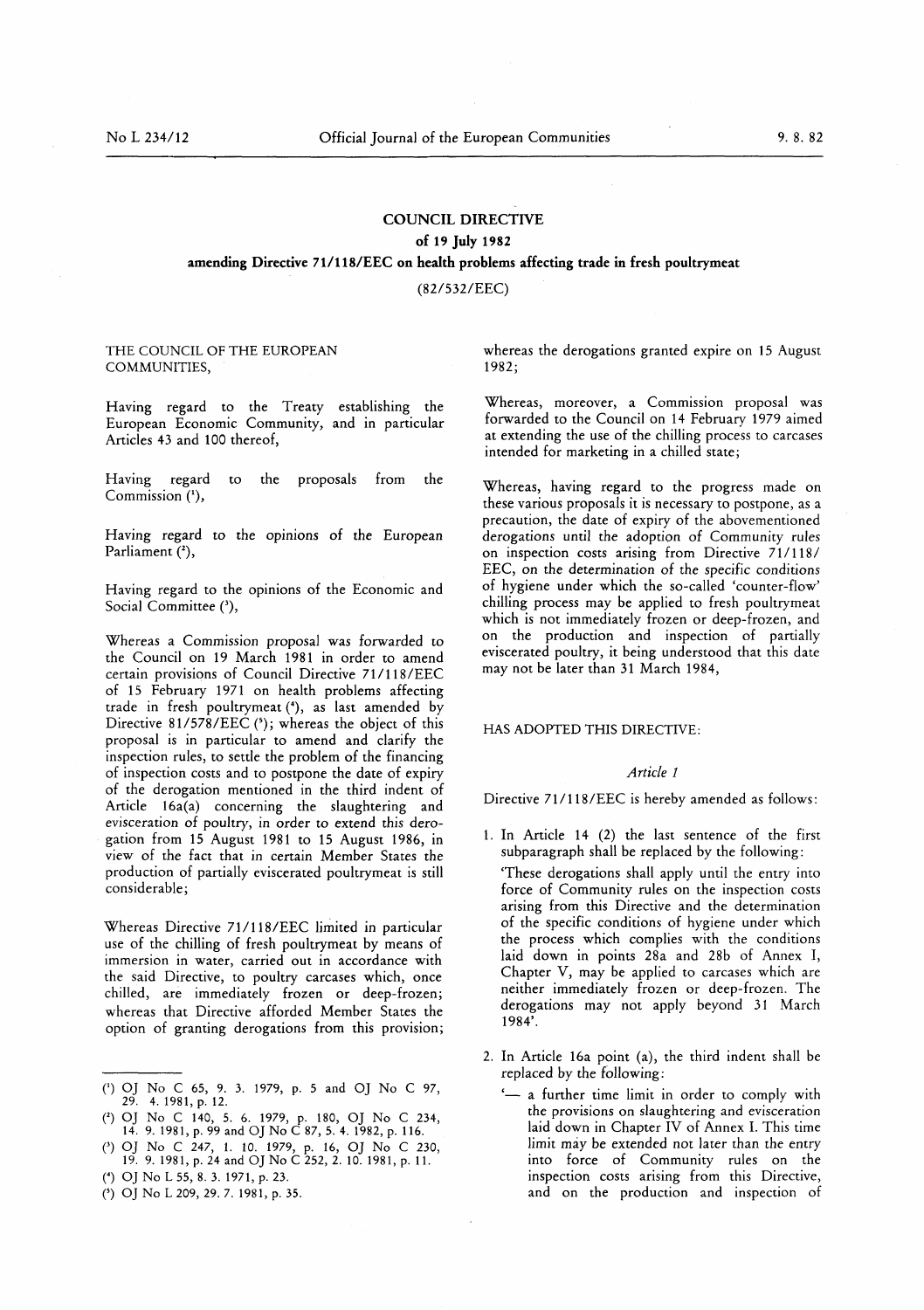# COUNCIL DIRECTIVE

## of 19 July 1982

## amending Directive 71/118/EEC on health problems affecting trade in fresh poultrymeat

(82/532/EEC)

THE COUNCIL OF THE EUROPEAN COMMUNITIES,

Having regard to the Treaty establishing the European Economic Community, and in particular Articles 43 and 100 thereof,

Having regard to the proposals from the Commission [1],

Having regard to the opinions of the European Parliament [2],

Having regard to the opinions of the Economic and Social Committee [3],

Whereas a Commission proposal was forwarded to the Council on 19 March 1981 in order to amend certain provisions of Council Directive 71/118/EEC of 15 February 1971 on health problems affecting trade in fresh poultrymeat [4], as last amended by Directive 81/578/EEC [5]; whereas the object of this proposal is in particular to amend and clarify the inspection rules, to settle the problem of the financing of inspection costs and to postpone the date of expiry of the derogation mentioned in the third indent of Article 16a(a) concerning the slaughtering and evisceration of poultry, in order to extend this derogation from 15 August 1981 to 15 August 1986, in view of the fact that in certain Member States the production of partially eviscerated poultrymeat is still considerable;

Whereas Directive 71/118/EEC limited in particular use of the chilling of fresh poultrymeat by means of immersion in water, carried out in accordance with the said Directive, to poultry carcases which, once chilled, are immediately frozen or deep-frozen; whereas that Directive afforded Member States the option of granting derogations from this provision; whereas the derogations granted expire on 15 August 1982;

Whereas, moreover, a Commission proposal was forwarded to the Council on 14 February 1979 aimed at extending the use of the chilling process to carcases intended for marketing in a chilled state;

Whereas, having regard to the progress made on these various proposals it is necessary to postpone, as a precaution, the date of expiry of the abovementioned derogations until the adoption of Community rules on inspection costs arising from Directive 71/118/EEC, on the determination of the specific conditions of hygiene under which the so-called 'counter-flow' chilling process may be applied to fresh poultrymeat which is not immediately frozen or deep-frozen, and on the production and inspection of partially eviscerated poultry, it being understood that this date may not be later than 31 March 1984,

HAS ADOPTED THIS DIRECTIVE:

*Article 1*

Directive 71/118/EEC is hereby amended as follows:

1. In Article 14 (2) the last sentence of the first subparagraph shall be replaced by the following:

   'These derogations shall apply until the entry into force of Community rules on the inspection costs arising from this Directive and the determination of the specific conditions of hygiene under which the process which complies with the conditions laid down in points 28a and 28b of Annex I, Chapter V, may be applied to carcases which are neither immediately frozen or deep-frozen. The derogations may not apply beyond 31 March 1984'.

2. In Article 16a point (a), the third indent shall be replaced by the following:

   '— a further time limit in order to comply with the provisions on slaughtering and evisceration laid down in Chapter IV of Annex I. This time limit may be extended not later than the entry into force of Community rules on the inspection costs arising from this Directive, and on the production and inspection of

---

[1] OJ No C 65, 9. 3. 1979, p. 5 and OJ No C 97, 29. 4. 1981, p. 12.

[2] OJ No C 140, 5. 6. 1979, p. 180, OJ No C 234, 14. 9. 1981, p. 99 and OJ No C 87, 5. 4. 1982, p. 116.

[3] OJ No C 247, 1. 10. 1979, p. 16, OJ No C 230, 19. 9. 1981, p. 24 and OJ No C 252, 2. 10. 1981, p. 11.

[4] OJ No L 55, 8. 3. 1971, p. 23.

[5] OJ No L 209, 29. 7. 1981, p. 35.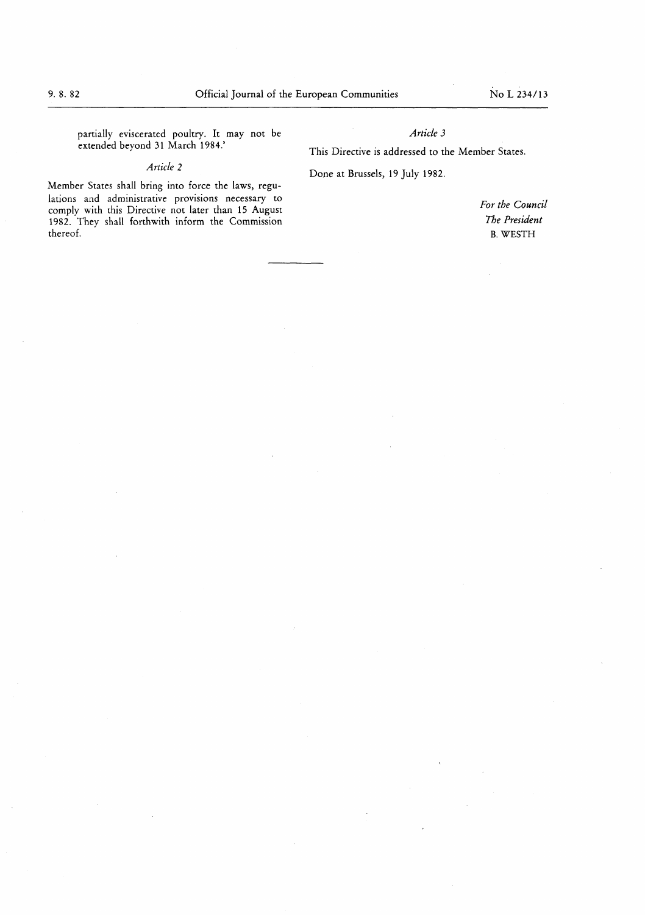partially eviscerated poultry. It may not be extended beyond 31 March 1984.'

*Article 2*

Member States shall bring into force the laws, regulations and administrative provisions necessary to comply with this Directive not later than 15 August 1982. They shall forthwith inform the Commission thereof.

*Article 3*

This Directive is addressed to the Member States.

Done at Brussels, 19 July 1982.

*For the Council*

*The President*

B. WESTH